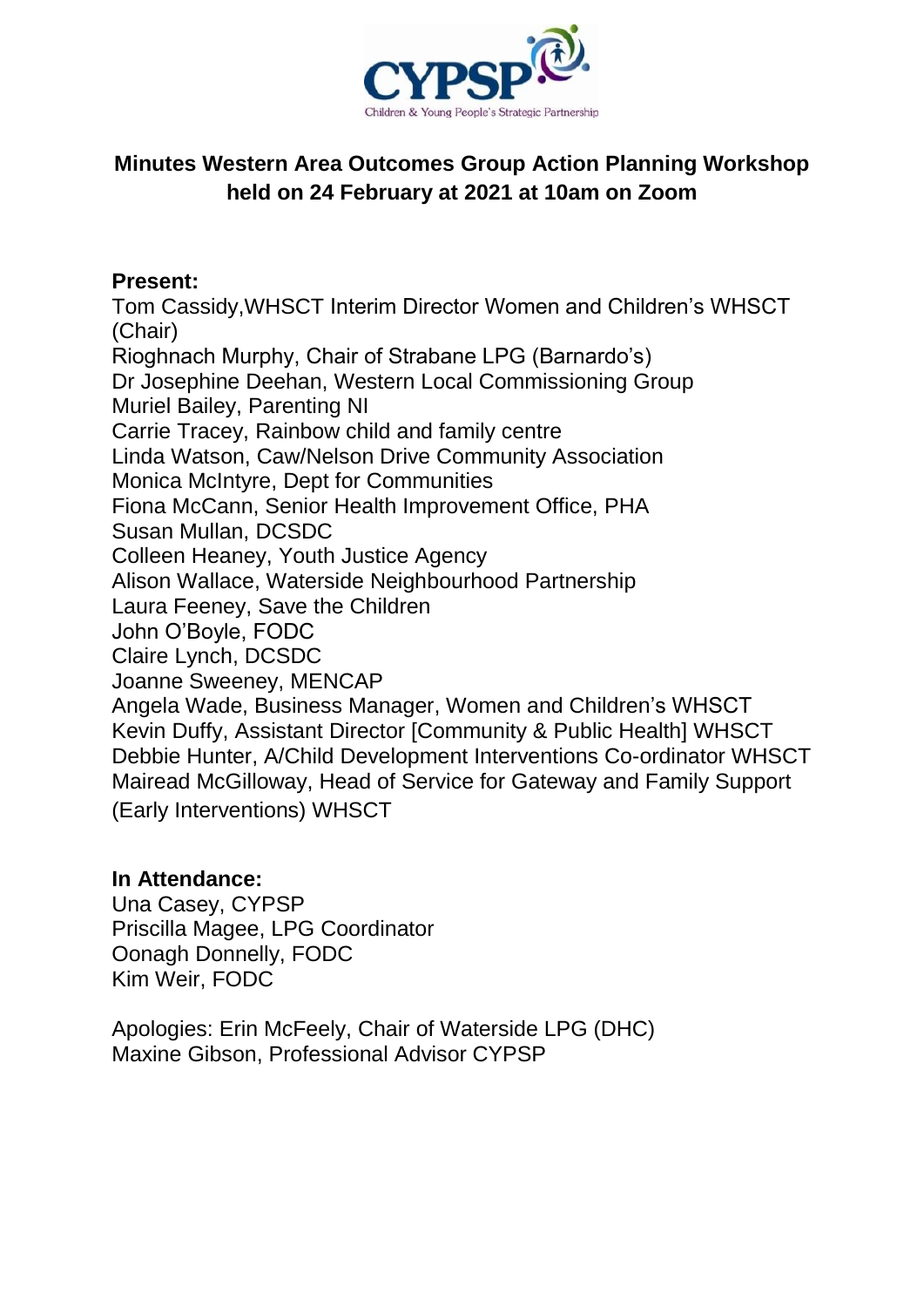# Minutes Western Area Outcomes Group Action Planning Workshop held on 24 February at 2021 at 10am on Zoom

**Present:**

Tom Cassidy,WHSCT Interim Director Women and Children's WHSCT (Chair)
Rioghnach Murphy, Chair of Strabane LPG (Barnardo's)
Dr Josephine Deehan, Western Local Commissioning Group
Muriel Bailey, Parenting NI
Carrie Tracey, Rainbow child and family centre
Linda Watson, Caw/Nelson Drive Community Association
Monica McIntyre, Dept for Communities
Fiona McCann, Senior Health Improvement Office, PHA
Susan Mullan, DCSDC
Colleen Heaney, Youth Justice Agency
Alison Wallace, Waterside Neighbourhood Partnership
Laura Feeney, Save the Children
John O'Boyle, FODC
Claire Lynch, DCSDC
Joanne Sweeney, MENCAP
Angela Wade, Business Manager, Women and Children's WHSCT
Kevin Duffy, Assistant Director [Community & Public Health] WHSCT
Debbie Hunter, A/Child Development Interventions Co-ordinator WHSCT
Mairead McGilloway, Head of Service for Gateway and Family Support (Early Interventions) WHSCT

**In Attendance:**

Una Casey, CYPSP
Priscilla Magee, LPG Coordinator
Oonagh Donnelly, FODC
Kim Weir, FODC

Apologies: Erin McFeely, Chair of Waterside LPG (DHC)
Maxine Gibson, Professional Advisor CYPSP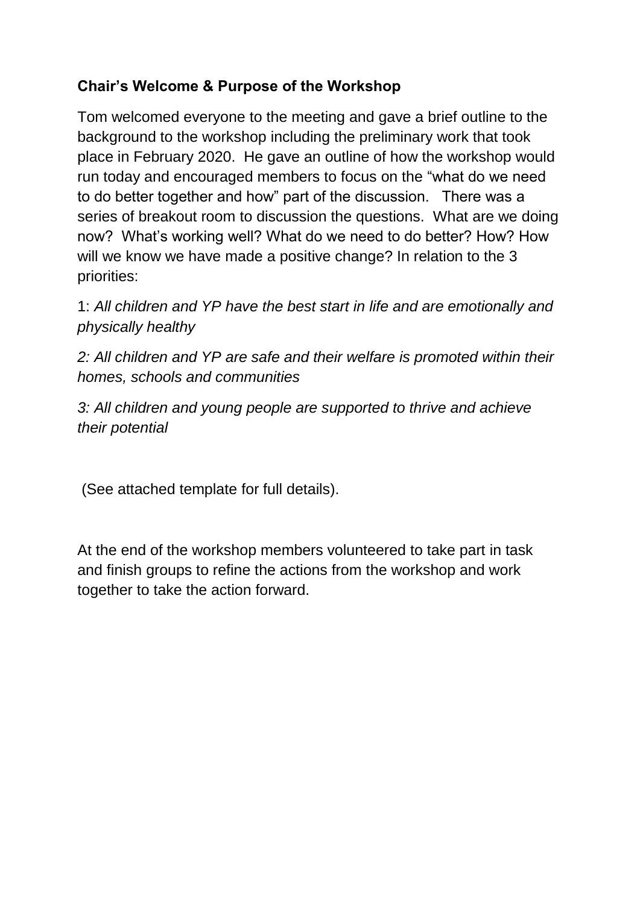**Chair's Welcome & Purpose of the Workshop**

Tom welcomed everyone to the meeting and gave a brief outline to the background to the workshop including the preliminary work that took place in February 2020. He gave an outline of how the workshop would run today and encouraged members to focus on the "what do we need to do better together and how" part of the discussion. There was a series of breakout room to discussion the questions. What are we doing now? What's working well? What do we need to do better? How? How will we know we have made a positive change? In relation to the 3 priorities:

1: *All children and YP have the best start in life and are emotionally and physically healthy*

*2: All children and YP are safe and their welfare is promoted within their homes, schools and communities*

*3: All children and young people are supported to thrive and achieve their potential*

(See attached template for full details).

At the end of the workshop members volunteered to take part in task and finish groups to refine the actions from the workshop and work together to take the action forward.